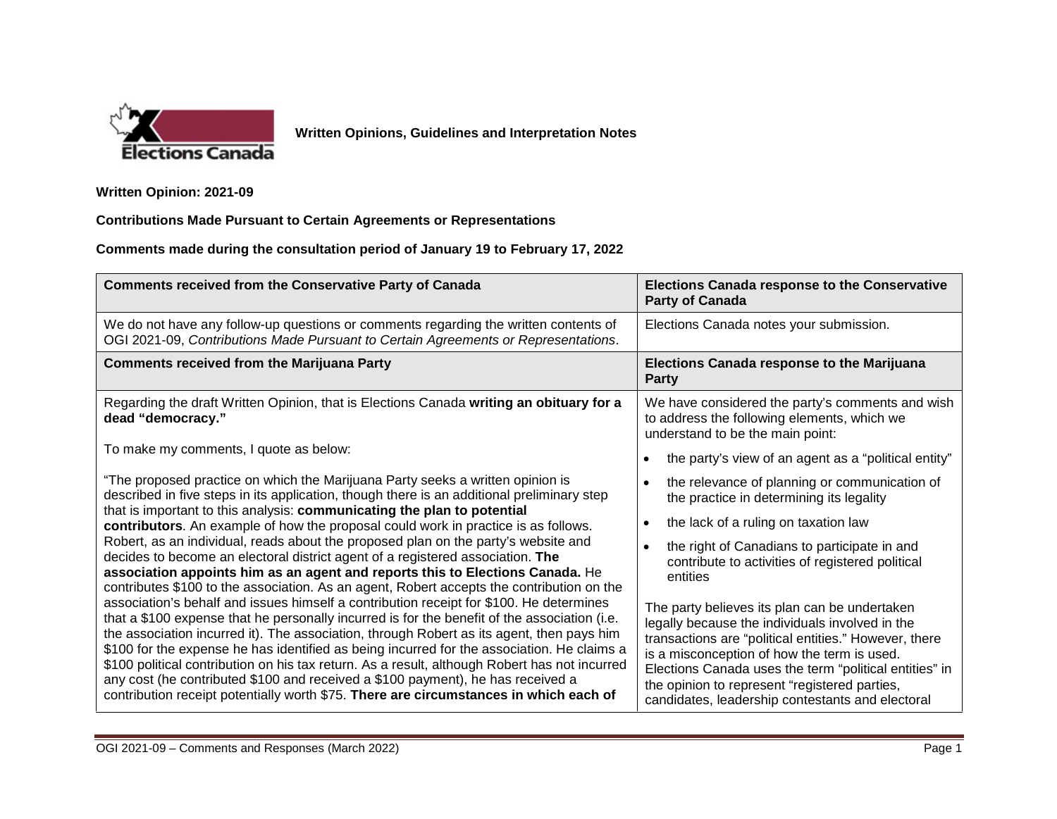**Written Opinions, Guidelines and Interpretation Notes**

**Written Opinion: 2021-09**

**Contributions Made Pursuant to Certain Agreements or Representations**

**Comments made during the consultation period of January 19 to February 17, 2022**

| **Comments received from the Conservative Party of Canada** | **Elections Canada response to the Conservative Party of Canada** |
|---|---|
| We do not have any follow-up questions or comments regarding the written contents of OGI 2021-09, *Contributions Made Pursuant to Certain Agreements or Representations*. | Elections Canada notes your submission. |
| **Comments received from the Marijuana Party** | **Elections Canada response to the Marijuana Party** |
| Regarding the draft Written Opinion, that is Elections Canada **writing an obituary for a dead "democracy."**<br><br>To make my comments, I quote as below:<br><br>"The proposed practice on which the Marijuana Party seeks a written opinion is described in five steps in its application, though there is an additional preliminary step that is important to this analysis: **communicating the plan to potential contributors**. An example of how the proposal could work in practice is as follows. Robert, as an individual, reads about the proposed plan on the party's website and decides to become an electoral district agent of a registered association. **The association appoints him as an agent and reports this to Elections Canada.** He contributes $100 to the association. As an agent, Robert accepts the contribution on the association's behalf and issues himself a contribution receipt for $100. He determines that a $100 expense that he personally incurred is for the benefit of the association (i.e. the association incurred it). The association, through Robert as its agent, then pays him $100 for the expense he has identified as being incurred for the association. He claims a $100 political contribution on his tax return. As a result, although Robert has not incurred any cost (he contributed $100 and received a $100 payment), he has received a contribution receipt potentially worth $75. **There are circumstances in which each of** | We have considered the party's comments and wish to address the following elements, which we understand to be the main point:<br><br>• the party's view of an agent as a "political entity"<br>• the relevance of planning or communication of the practice in determining its legality<br>• the lack of a ruling on taxation law<br>• the right of Canadians to participate in and contribute to activities of registered political entities<br><br>The party believes its plan can be undertaken legally because the individuals involved in the transactions are "political entities." However, there is a misconception of how the term is used. Elections Canada uses the term "political entities" in the opinion to represent "registered parties, candidates, leadership contestants and electoral |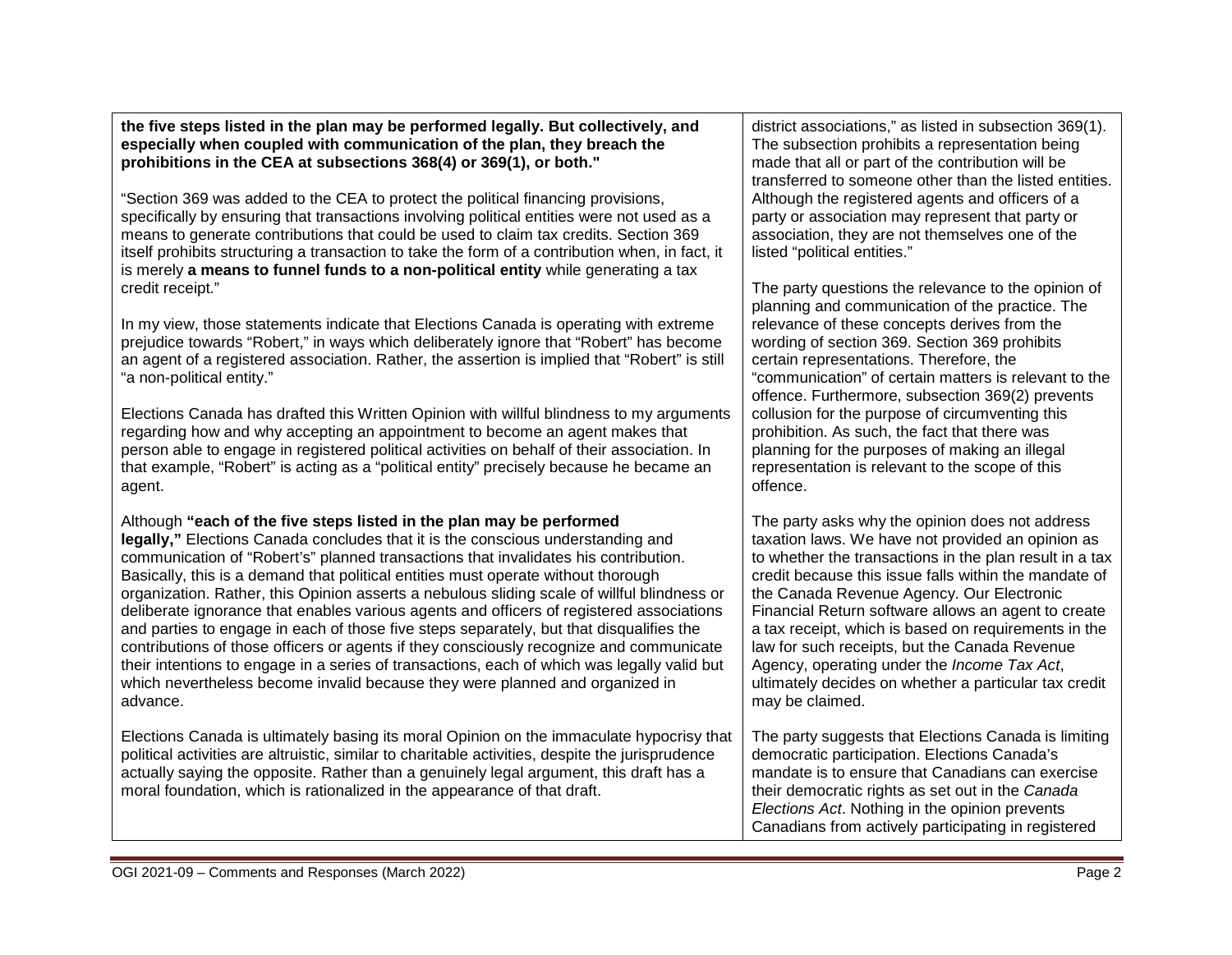| | |
|---|---|
| **the five steps listed in the plan may be performed legally. But collectively, and especially when coupled with communication of the plan, they breach the prohibitions in the CEA at subsections 368(4) or 369(1), or both."**<br><br>"Section 369 was added to the CEA to protect the political financing provisions, specifically by ensuring that transactions involving political entities were not used as a means to generate contributions that could be used to claim tax credits. Section 369 itself prohibits structuring a transaction to take the form of a contribution when, in fact, it is merely **a means to funnel funds to a non-political entity** while generating a tax credit receipt."<br><br>In my view, those statements indicate that Elections Canada is operating with extreme prejudice towards "Robert," in ways which deliberately ignore that "Robert" has become an agent of a registered association. Rather, the assertion is implied that "Robert" is still "a non-political entity."<br><br>Elections Canada has drafted this Written Opinion with willful blindness to my arguments regarding how and why accepting an appointment to become an agent makes that person able to engage in registered political activities on behalf of their association. In that example, "Robert" is acting as a "political entity" precisely because he became an agent.<br><br>Although **"each of the five steps listed in the plan may be performed legally,"** Elections Canada concludes that it is the conscious understanding and communication of "Robert's" planned transactions that invalidates his contribution. Basically, this is a demand that political entities must operate without thorough organization. Rather, this Opinion asserts a nebulous sliding scale of willful blindness or deliberate ignorance that enables various agents and officers of registered associations and parties to engage in each of those five steps separately, but that disqualifies the contributions of those officers or agents if they consciously recognize and communicate their intentions to engage in a series of transactions, each of which was legally valid but which nevertheless become invalid because they were planned and organized in advance.<br><br>Elections Canada is ultimately basing its moral Opinion on the immaculate hypocrisy that political activities are altruistic, similar to charitable activities, despite the jurisprudence actually saying the opposite. Rather than a genuinely legal argument, this draft has a moral foundation, which is rationalized in the appearance of that draft. | district associations," as listed in subsection 369(1). The subsection prohibits a representation being made that all or part of the contribution will be transferred to someone other than the listed entities. Although the registered agents and officers of a party or association may represent that party or association, they are not themselves one of the listed "political entities."<br><br>The party questions the relevance to the opinion of planning and communication of the practice. The relevance of these concepts derives from the wording of section 369. Section 369 prohibits certain representations. Therefore, the "communication" of certain matters is relevant to the offence. Furthermore, subsection 369(2) prevents collusion for the purpose of circumventing this prohibition. As such, the fact that there was planning for the purposes of making an illegal representation is relevant to the scope of this offence.<br><br>The party asks why the opinion does not address taxation laws. We have not provided an opinion as to whether the transactions in the plan result in a tax credit because this issue falls within the mandate of the Canada Revenue Agency. Our Electronic Financial Return software allows an agent to create a tax receipt, which is based on requirements in the law for such receipts, but the Canada Revenue Agency, operating under the *Income Tax Act*, ultimately decides on whether a particular tax credit may be claimed.<br><br>The party suggests that Elections Canada is limiting democratic participation. Elections Canada's mandate is to ensure that Canadians can exercise their democratic rights as set out in the *Canada Elections Act*. Nothing in the opinion prevents Canadians from actively participating in registered |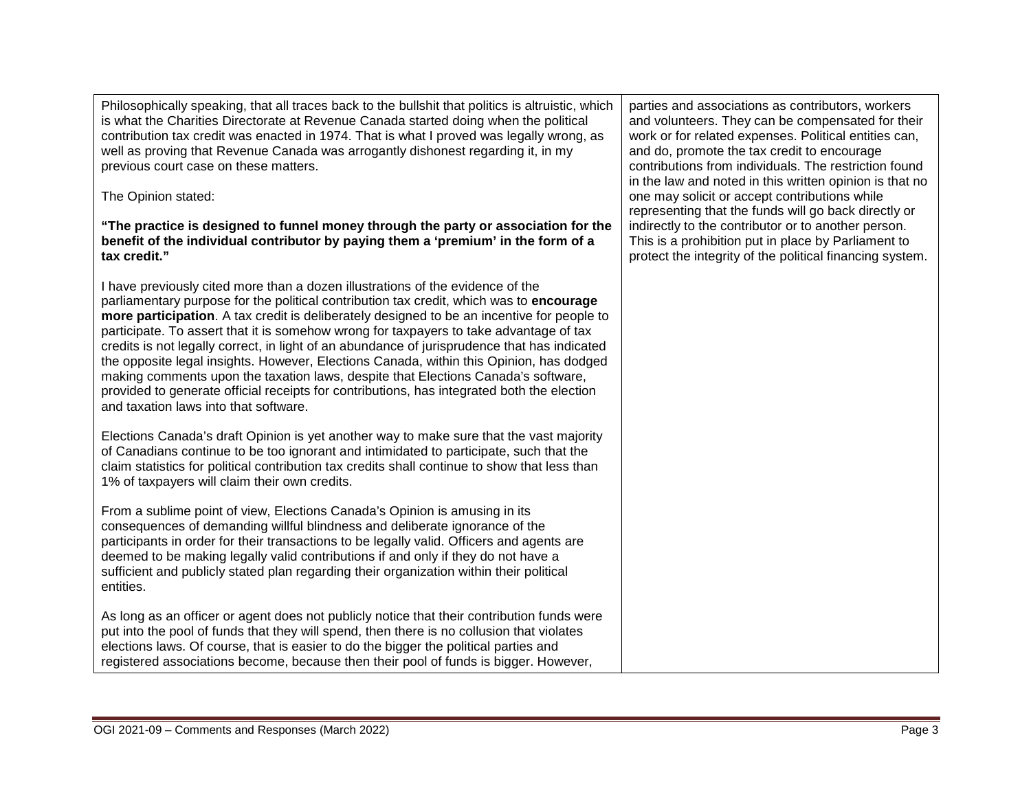| | |
|---|---|
| Philosophically speaking, that all traces back to the bullshit that politics is altruistic, which is what the Charities Directorate at Revenue Canada started doing when the political contribution tax credit was enacted in 1974. That is what I proved was legally wrong, as well as proving that Revenue Canada was arrogantly dishonest regarding it, in my previous court case on these matters.<br><br>The Opinion stated:<br><br>**"The practice is designed to funnel money through the party or association for the benefit of the individual contributor by paying them a 'premium' in the form of a tax credit."**<br><br>I have previously cited more than a dozen illustrations of the evidence of the parliamentary purpose for the political contribution tax credit, which was to **encourage more participation**. A tax credit is deliberately designed to be an incentive for people to participate. To assert that it is somehow wrong for taxpayers to take advantage of tax credits is not legally correct, in light of an abundance of jurisprudence that has indicated the opposite legal insights. However, Elections Canada, within this Opinion, has dodged making comments upon the taxation laws, despite that Elections Canada's software, provided to generate official receipts for contributions, has integrated both the election and taxation laws into that software.<br><br>Elections Canada's draft Opinion is yet another way to make sure that the vast majority of Canadians continue to be too ignorant and intimidated to participate, such that the claim statistics for political contribution tax credits shall continue to show that less than 1% of taxpayers will claim their own credits.<br><br>From a sublime point of view, Elections Canada's Opinion is amusing in its consequences of demanding willful blindness and deliberate ignorance of the participants in order for their transactions to be legally valid. Officers and agents are deemed to be making legally valid contributions if and only if they do not have a sufficient and publicly stated plan regarding their organization within their political entities.<br><br>As long as an officer or agent does not publicly notice that their contribution funds were put into the pool of funds that they will spend, then there is no collusion that violates elections laws. Of course, that is easier to do the bigger the political parties and registered associations become, because then their pool of funds is bigger. However, | parties and associations as contributors, workers and volunteers. They can be compensated for their work or for related expenses. Political entities can, and do, promote the tax credit to encourage contributions from individuals. The restriction found in the law and noted in this written opinion is that no one may solicit or accept contributions while representing that the funds will go back directly or indirectly to the contributor or to another person. This is a prohibition put in place by Parliament to protect the integrity of the political financing system. |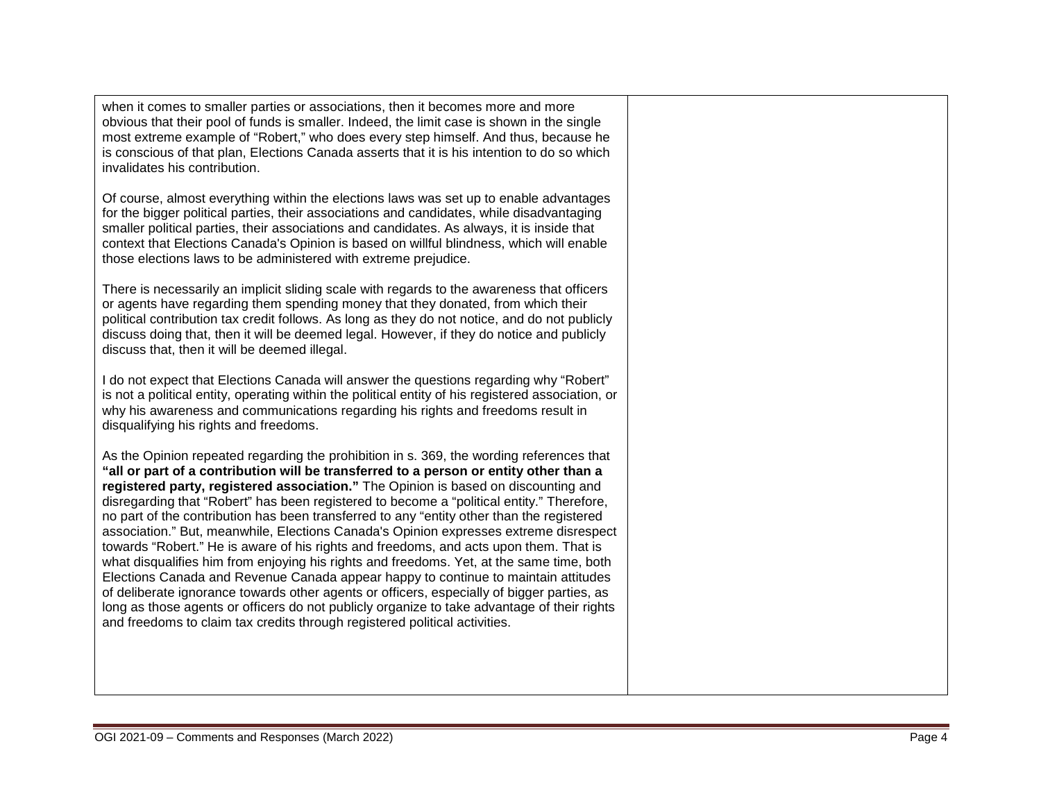| | |
|---|---|
| when it comes to smaller parties or associations, then it becomes more and more obvious that their pool of funds is smaller. Indeed, the limit case is shown in the single most extreme example of "Robert," who does every step himself. And thus, because he is conscious of that plan, Elections Canada asserts that it is his intention to do so which invalidates his contribution.<br><br>Of course, almost everything within the elections laws was set up to enable advantages for the bigger political parties, their associations and candidates, while disadvantaging smaller political parties, their associations and candidates. As always, it is inside that context that Elections Canada's Opinion is based on willful blindness, which will enable those elections laws to be administered with extreme prejudice.<br><br>There is necessarily an implicit sliding scale with regards to the awareness that officers or agents have regarding them spending money that they donated, from which their political contribution tax credit follows. As long as they do not notice, and do not publicly discuss doing that, then it will be deemed legal. However, if they do notice and publicly discuss that, then it will be deemed illegal.<br><br>I do not expect that Elections Canada will answer the questions regarding why "Robert" is not a political entity, operating within the political entity of his registered association, or why his awareness and communications regarding his rights and freedoms result in disqualifying his rights and freedoms.<br><br>As the Opinion repeated regarding the prohibition in s. 369, the wording references that **"all or part of a contribution will be transferred to a person or entity other than a registered party, registered association."** The Opinion is based on discounting and disregarding that "Robert" has been registered to become a "political entity." Therefore, no part of the contribution has been transferred to any "entity other than the registered association." But, meanwhile, Elections Canada's Opinion expresses extreme disrespect towards "Robert." He is aware of his rights and freedoms, and acts upon them. That is what disqualifies him from enjoying his rights and freedoms. Yet, at the same time, both Elections Canada and Revenue Canada appear happy to continue to maintain attitudes of deliberate ignorance towards other agents or officers, especially of bigger parties, as long as those agents or officers do not publicly organize to take advantage of their rights and freedoms to claim tax credits through registered political activities. | |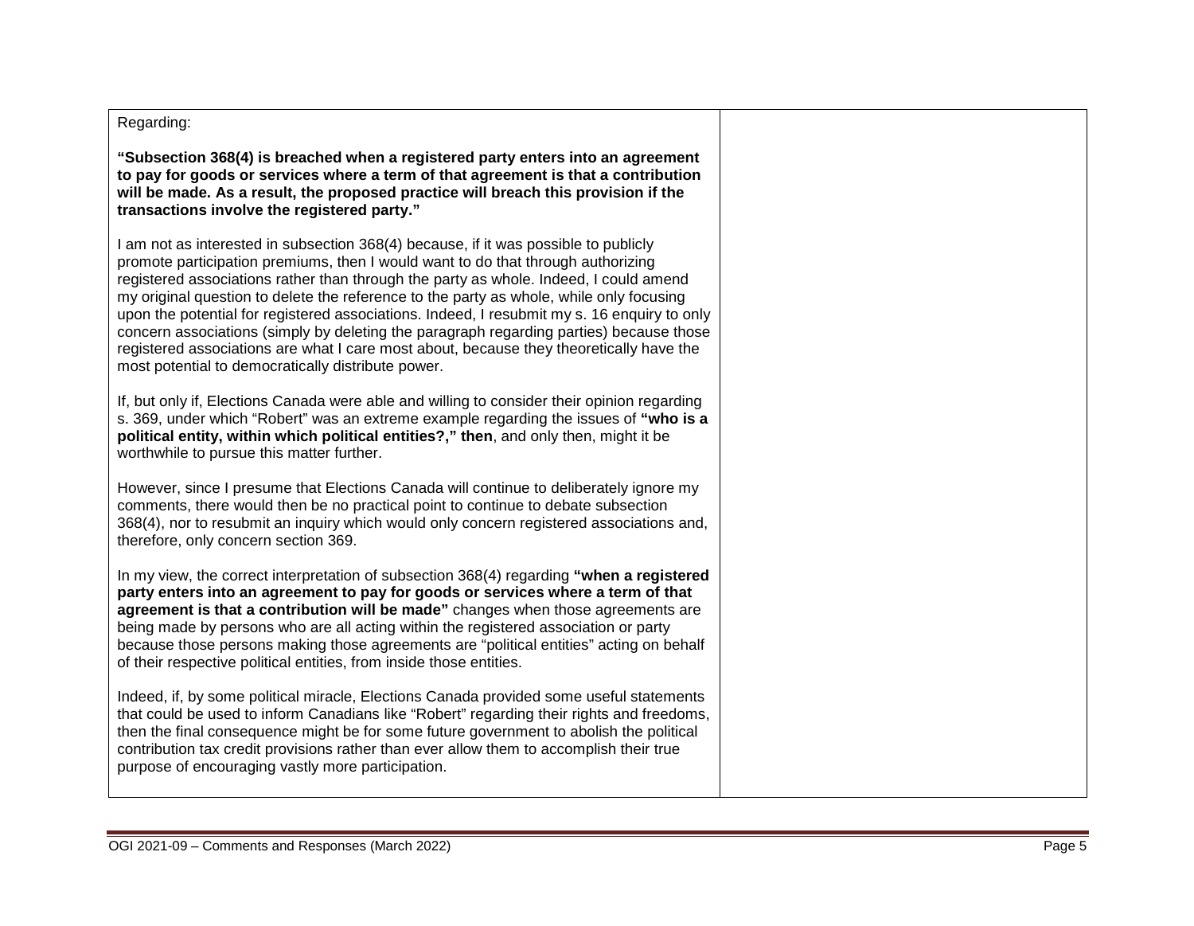| | |
|---|---|
| Regarding:<br><br>**"Subsection 368(4) is breached when a registered party enters into an agreement to pay for goods or services where a term of that agreement is that a contribution will be made. As a result, the proposed practice will breach this provision if the transactions involve the registered party."**<br><br>I am not as interested in subsection 368(4) because, if it was possible to publicly promote participation premiums, then I would want to do that through authorizing registered associations rather than through the party as whole. Indeed, I could amend my original question to delete the reference to the party as whole, while only focusing upon the potential for registered associations. Indeed, I resubmit my s. 16 enquiry to only concern associations (simply by deleting the paragraph regarding parties) because those registered associations are what I care most about, because they theoretically have the most potential to democratically distribute power.<br><br>If, but only if, Elections Canada were able and willing to consider their opinion regarding s. 369, under which "Robert" was an extreme example regarding the issues of **"who is a political entity, within which political entities?," then**, and only then, might it be worthwhile to pursue this matter further.<br><br>However, since I presume that Elections Canada will continue to deliberately ignore my comments, there would then be no practical point to continue to debate subsection 368(4), nor to resubmit an inquiry which would only concern registered associations and, therefore, only concern section 369.<br><br>In my view, the correct interpretation of subsection 368(4) regarding **"when a registered party enters into an agreement to pay for goods or services where a term of that agreement is that a contribution will be made"** changes when those agreements are being made by persons who are all acting within the registered association or party because those persons making those agreements are "political entities" acting on behalf of their respective political entities, from inside those entities.<br><br>Indeed, if, by some political miracle, Elections Canada provided some useful statements that could be used to inform Canadians like "Robert" regarding their rights and freedoms, then the final consequence might be for some future government to abolish the political contribution tax credit provisions rather than ever allow them to accomplish their true purpose of encouraging vastly more participation. | |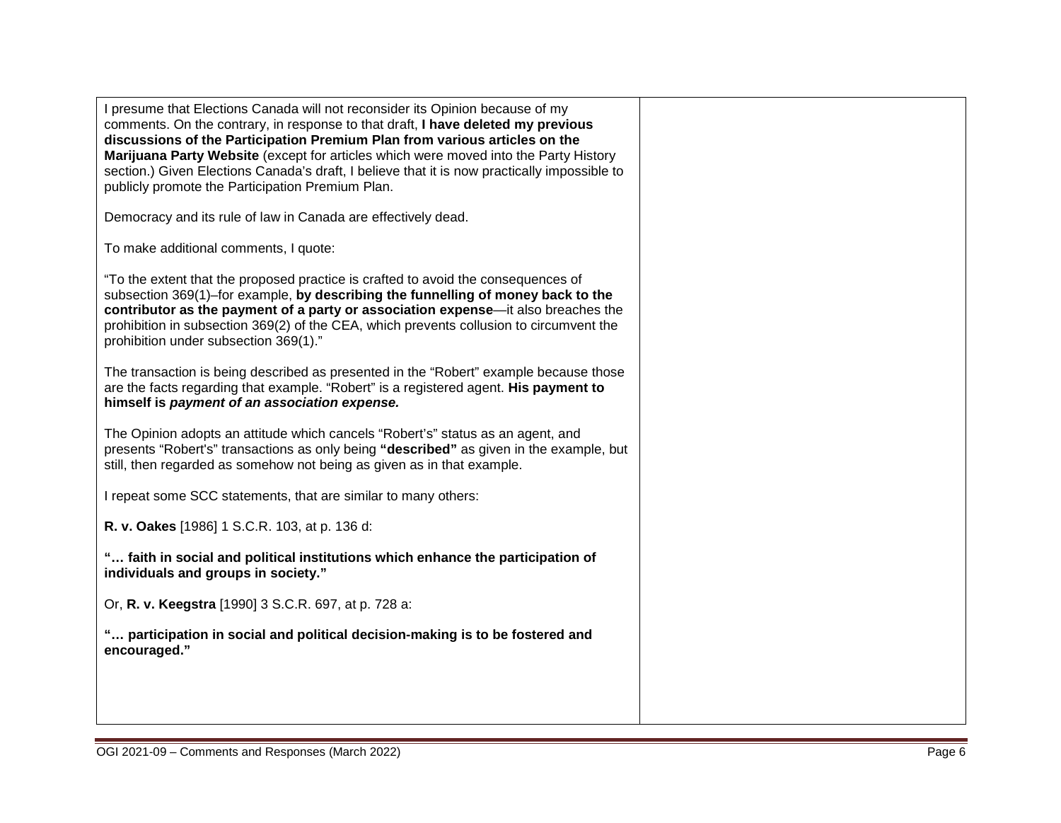| | |
|---|---|
| I presume that Elections Canada will not reconsider its Opinion because of my comments. On the contrary, in response to that draft, **I have deleted my previous discussions of the Participation Premium Plan from various articles on the Marijuana Party Website** (except for articles which were moved into the Party History section.) Given Elections Canada's draft, I believe that it is now practically impossible to publicly promote the Participation Premium Plan.<br><br>Democracy and its rule of law in Canada are effectively dead.<br><br>To make additional comments, I quote:<br><br>"To the extent that the proposed practice is crafted to avoid the consequences of subsection 369(1)–for example, **by describing the funnelling of money back to the contributor as the payment of a party or association expense**—it also breaches the prohibition in subsection 369(2) of the CEA, which prevents collusion to circumvent the prohibition under subsection 369(1)."<br><br>The transaction is being described as presented in the "Robert" example because those are the facts regarding that example. "Robert" is a registered agent. **His payment to himself is *payment of an association expense.***<br><br>The Opinion adopts an attitude which cancels "Robert's" status as an agent, and presents "Robert's" transactions as only being **"described"** as given in the example, but still, then regarded as somehow not being as given as in that example.<br><br>I repeat some SCC statements, that are similar to many others:<br><br>**R. v. Oakes** [1986] 1 S.C.R. 103, at p. 136 d:<br><br>**"… faith in social and political institutions which enhance the participation of individuals and groups in society."**<br><br>Or, **R. v. Keegstra** [1990] 3 S.C.R. 697, at p. 728 a:<br><br>**"… participation in social and political decision-making is to be fostered and encouraged."** | |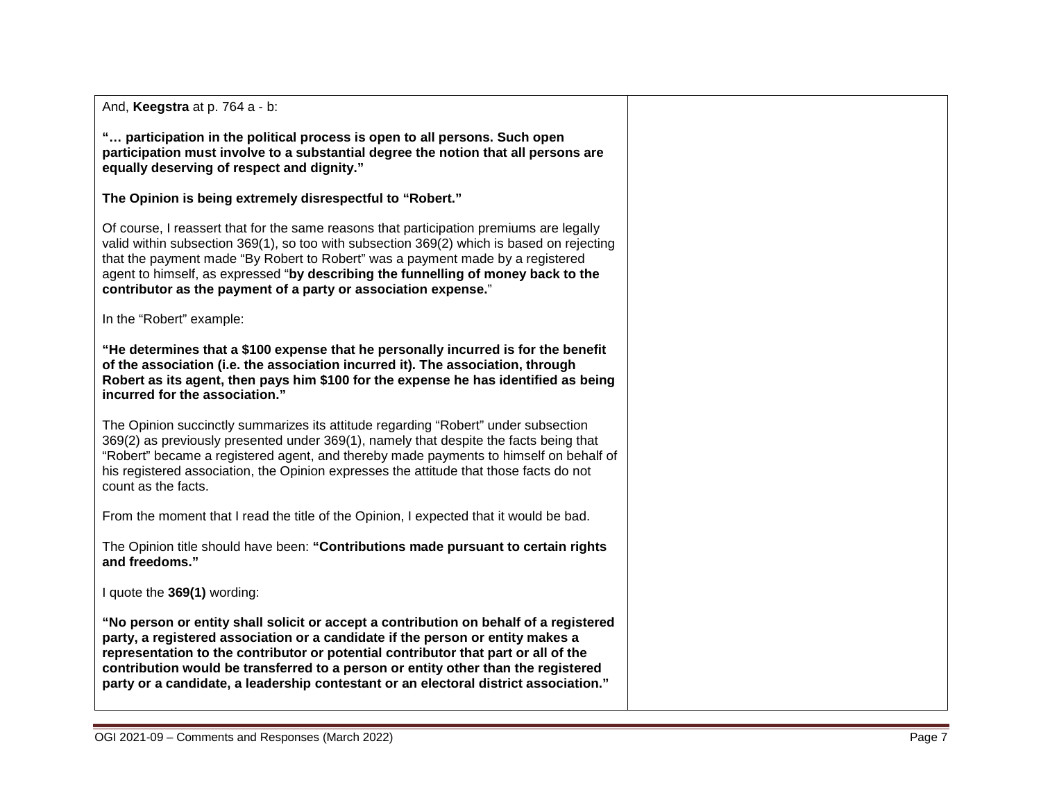| | |
|---|---|
| And, **Keegstra** at p. 764 a - b:<br><br>**"… participation in the political process is open to all persons. Such open participation must involve to a substantial degree the notion that all persons are equally deserving of respect and dignity."**<br><br>**The Opinion is being extremely disrespectful to "Robert."**<br><br>Of course, I reassert that for the same reasons that participation premiums are legally valid within subsection 369(1), so too with subsection 369(2) which is based on rejecting that the payment made "By Robert to Robert" was a payment made by a registered agent to himself, as expressed "**by describing the funnelling of money back to the contributor as the payment of a party or association expense.**"<br><br>In the "Robert" example:<br><br>**"He determines that a $100 expense that he personally incurred is for the benefit of the association (i.e. the association incurred it). The association, through Robert as its agent, then pays him $100 for the expense he has identified as being incurred for the association."**<br><br>The Opinion succinctly summarizes its attitude regarding "Robert" under subsection 369(2) as previously presented under 369(1), namely that despite the facts being that "Robert" became a registered agent, and thereby made payments to himself on behalf of his registered association, the Opinion expresses the attitude that those facts do not count as the facts.<br><br>From the moment that I read the title of the Opinion, I expected that it would be bad.<br><br>The Opinion title should have been: **"Contributions made pursuant to certain rights and freedoms."**<br><br>I quote the **369(1)** wording:<br><br>**"No person or entity shall solicit or accept a contribution on behalf of a registered party, a registered association or a candidate if the person or entity makes a representation to the contributor or potential contributor that part or all of the contribution would be transferred to a person or entity other than the registered party or a candidate, a leadership contestant or an electoral district association."** | |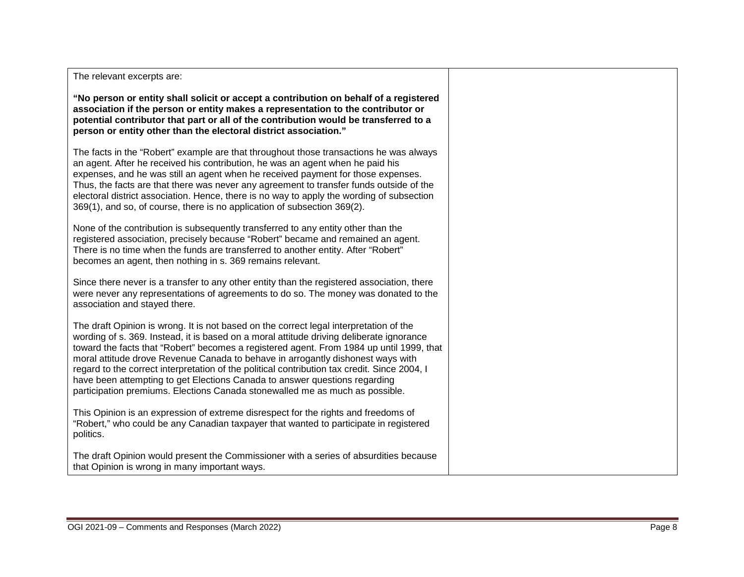| | |
|---|---|
| The relevant excerpts are:<br><br>**"No person or entity shall solicit or accept a contribution on behalf of a registered association if the person or entity makes a representation to the contributor or potential contributor that part or all of the contribution would be transferred to a person or entity other than the electoral district association."**<br><br>The facts in the "Robert" example are that throughout those transactions he was always an agent. After he received his contribution, he was an agent when he paid his expenses, and he was still an agent when he received payment for those expenses. Thus, the facts are that there was never any agreement to transfer funds outside of the electoral district association. Hence, there is no way to apply the wording of subsection 369(1), and so, of course, there is no application of subsection 369(2).<br><br>None of the contribution is subsequently transferred to any entity other than the registered association, precisely because "Robert" became and remained an agent. There is no time when the funds are transferred to another entity. After "Robert" becomes an agent, then nothing in s. 369 remains relevant.<br><br>Since there never is a transfer to any other entity than the registered association, there were never any representations of agreements to do so. The money was donated to the association and stayed there.<br><br>The draft Opinion is wrong. It is not based on the correct legal interpretation of the wording of s. 369. Instead, it is based on a moral attitude driving deliberate ignorance toward the facts that "Robert" becomes a registered agent. From 1984 up until 1999, that moral attitude drove Revenue Canada to behave in arrogantly dishonest ways with regard to the correct interpretation of the political contribution tax credit. Since 2004, I have been attempting to get Elections Canada to answer questions regarding participation premiums. Elections Canada stonewalled me as much as possible.<br><br>This Opinion is an expression of extreme disrespect for the rights and freedoms of "Robert," who could be any Canadian taxpayer that wanted to participate in registered politics.<br><br>The draft Opinion would present the Commissioner with a series of absurdities because that Opinion is wrong in many important ways. | |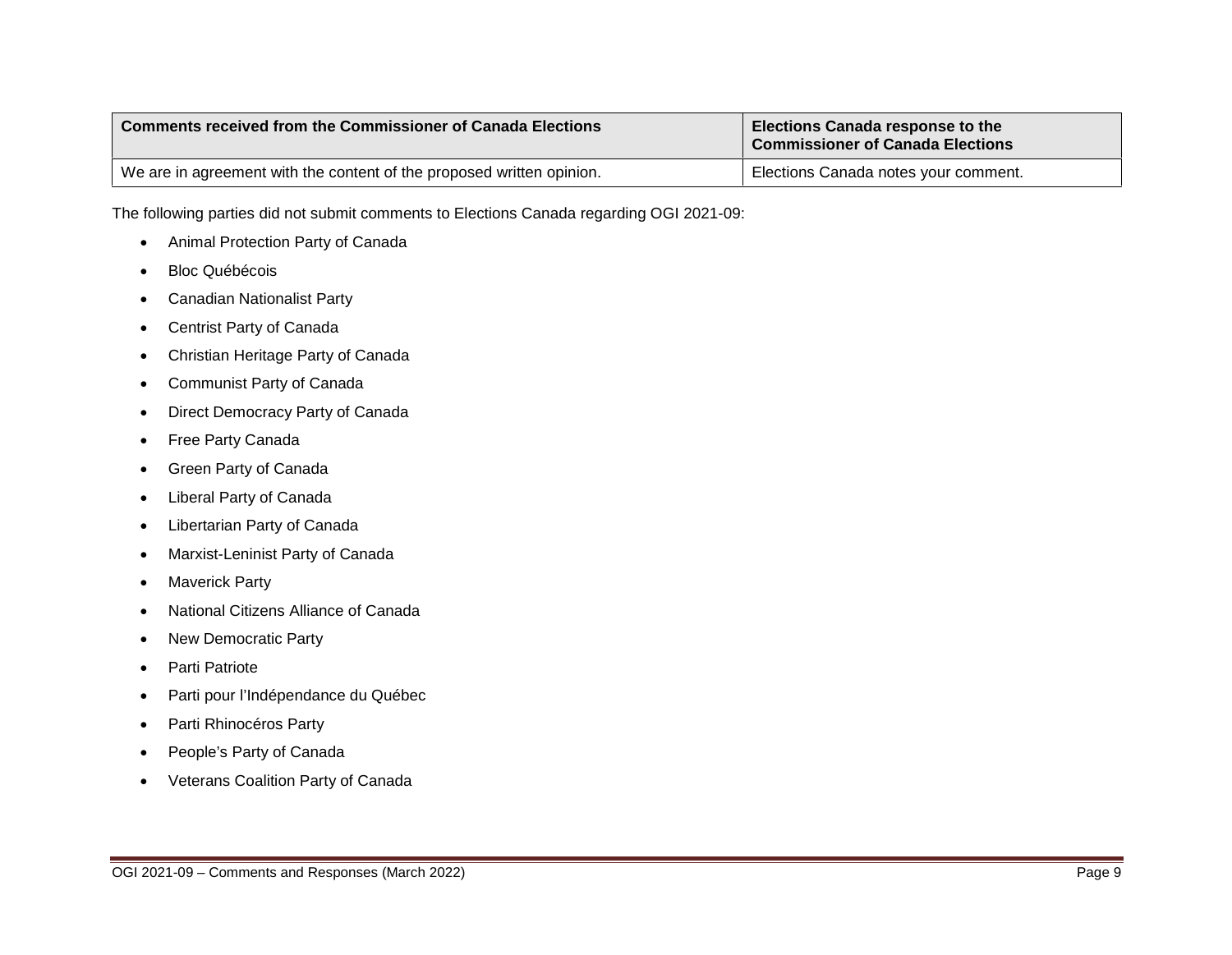| Comments received from the Commissioner of Canada Elections | Elections Canada response to the Commissioner of Canada Elections |
| --- | --- |
| We are in agreement with the content of the proposed written opinion. | Elections Canada notes your comment. |

The following parties did not submit comments to Elections Canada regarding OGI 2021-09:

- Animal Protection Party of Canada
- Bloc Québécois
- Canadian Nationalist Party
- Centrist Party of Canada
- Christian Heritage Party of Canada
- Communist Party of Canada
- Direct Democracy Party of Canada
- Free Party Canada
- Green Party of Canada
- Liberal Party of Canada
- Libertarian Party of Canada
- Marxist-Leninist Party of Canada
- Maverick Party
- National Citizens Alliance of Canada
- New Democratic Party
- Parti Patriote
- Parti pour l'Indépendance du Québec
- Parti Rhinocéros Party
- People's Party of Canada
- Veterans Coalition Party of Canada